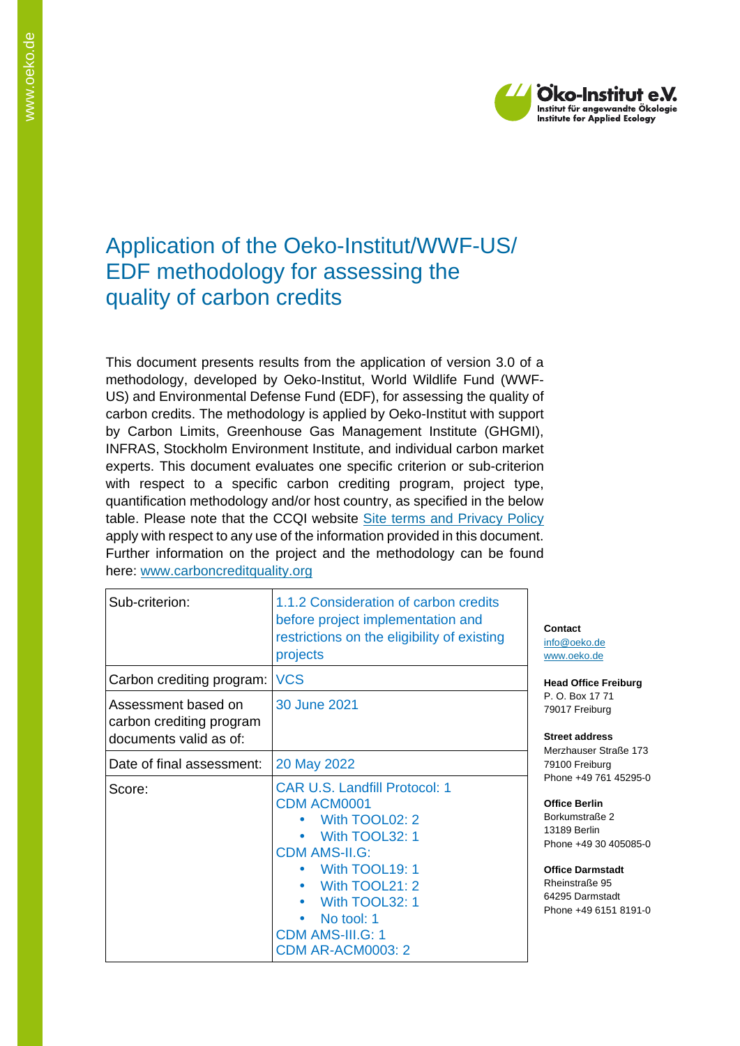# Application of the Oeko-Institut/WWF-US/ EDF methodology for assessing the quality of carbon credits

This document presents results from the application of version 3.0 of a methodology, developed by Oeko-Institut, World Wildlife Fund (WWF-US) and Environmental Defense Fund (EDF), for assessing the quality of carbon credits. The methodology is applied by Oeko-Institut with support by Carbon Limits, Greenhouse Gas Management Institute (GHGMI), INFRAS, Stockholm Environment Institute, and individual carbon market experts. This document evaluates one specific criterion or sub-criterion with respect to a specific carbon crediting program, project type, quantification methodology and/or host country, as specified in the below table. Please note that the CCQI website [Site terms and Privacy Policy](#) apply with respect to any use of the information provided in this document. Further information on the project and the methodology can be found here: [www.carboncreditquality.org](http://www.carboncreditquality.org)

| Sub-criterion: | 1.1.2 Consideration of carbon credits before project implementation and restrictions on the eligibility of existing projects |
|---|---|
| Carbon crediting program: | VCS |
| Assessment based on carbon crediting program documents valid as of: | 30 June 2021 |
| Date of final assessment: | 20 May 2022 |
| Score: | CAR U.S. Landfill Protocol: 1<br>CDM ACM0001<br>• With TOOL02: 2<br>• With TOOL32: 1<br>CDM AMS-II.G:<br>• With TOOL19: 1<br>• With TOOL21: 2<br>• With TOOL32: 1<br>• No tool: 1<br>CDM AMS-III.G: 1<br>CDM AR-ACM0003: 2 |

**Contact**
info@oeko.de
www.oeko.de

**Head Office Freiburg**
P. O. Box 17 71
79017 Freiburg

**Street address**
Merzhauser Straße 173
79100 Freiburg
Phone +49 761 45295-0

**Office Berlin**
Borkumstraße 2
13189 Berlin
Phone +49 30 405085-0

**Office Darmstadt**
Rheinstraße 95
64295 Darmstadt
Phone +49 6151 8191-0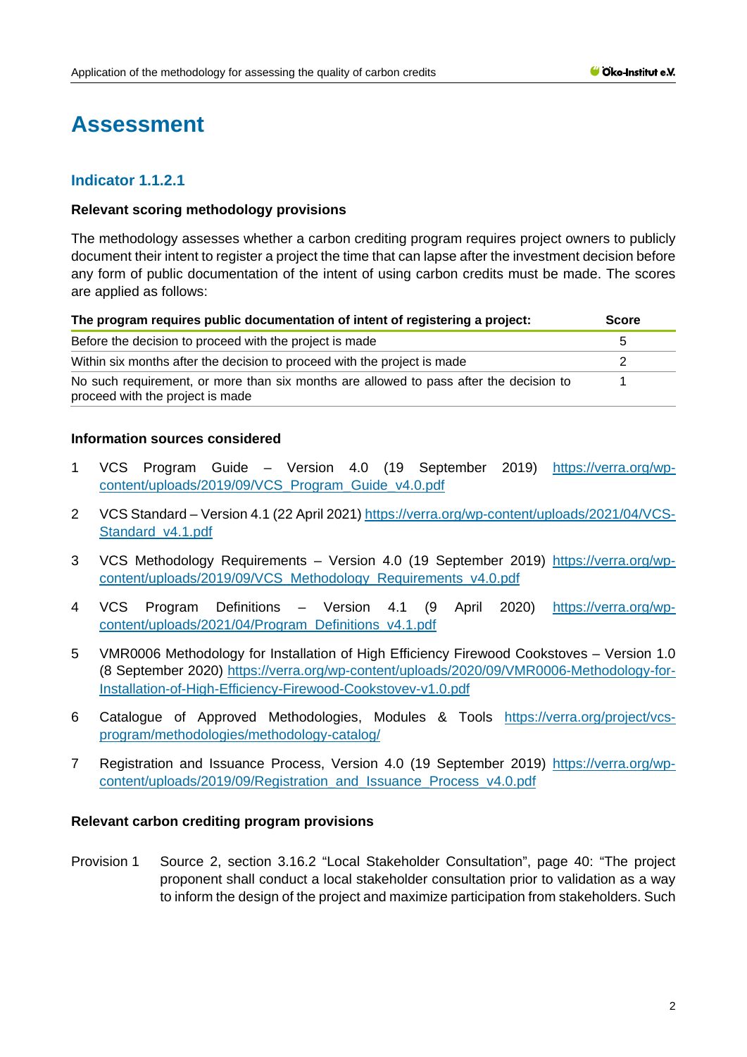# Assessment

## Indicator 1.1.2.1

### Relevant scoring methodology provisions

The methodology assesses whether a carbon crediting program requires project owners to publicly document their intent to register a project the time that can lapse after the investment decision before any form of public documentation of the intent of using carbon credits must be made. The scores are applied as follows:

| The program requires public documentation of intent of registering a project: | Score |
|---|---|
| Before the decision to proceed with the project is made | 5 |
| Within six months after the decision to proceed with the project is made | 2 |
| No such requirement, or more than six months are allowed to pass after the decision to proceed with the project is made | 1 |

### Information sources considered

1. VCS Program Guide – Version 4.0 (19 September 2019) https://verra.org/wp-content/uploads/2019/09/VCS_Program_Guide_v4.0.pdf
2. VCS Standard – Version 4.1 (22 April 2021) https://verra.org/wp-content/uploads/2021/04/VCS-Standard_v4.1.pdf
3. VCS Methodology Requirements – Version 4.0 (19 September 2019) https://verra.org/wp-content/uploads/2019/09/VCS_Methodology_Requirements_v4.0.pdf
4. VCS Program Definitions – Version 4.1 (9 April 2020) https://verra.org/wp-content/uploads/2021/04/Program_Definitions_v4.1.pdf
5. VMR0006 Methodology for Installation of High Efficiency Firewood Cookstoves – Version 1.0 (8 September 2020) https://verra.org/wp-content/uploads/2020/09/VMR0006-Methodology-for-Installation-of-High-Efficiency-Firewood-Cookstovev-v1.0.pdf
6. Catalogue of Approved Methodologies, Modules & Tools https://verra.org/project/vcs-program/methodologies/methodology-catalog/
7. Registration and Issuance Process, Version 4.0 (19 September 2019) https://verra.org/wp-content/uploads/2019/09/Registration_and_Issuance_Process_v4.0.pdf

### Relevant carbon crediting program provisions

Provision 1 Source 2, section 3.16.2 "Local Stakeholder Consultation", page 40: "The project proponent shall conduct a local stakeholder consultation prior to validation as a way to inform the design of the project and maximize participation from stakeholders. Such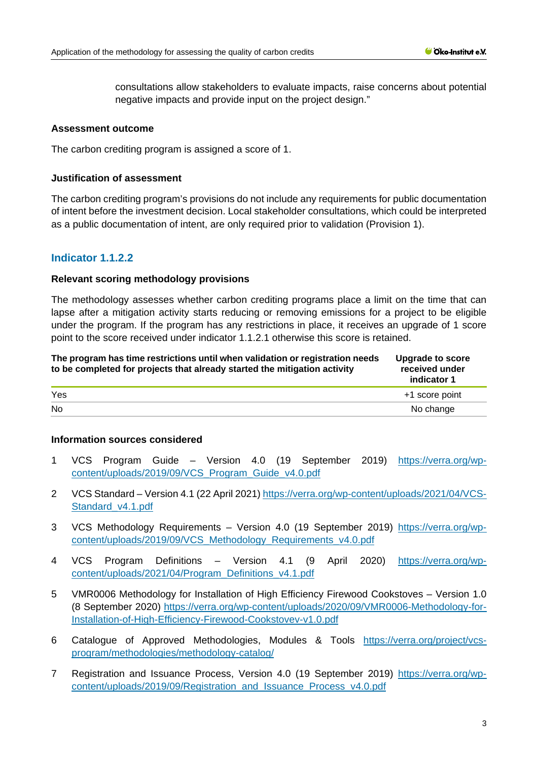consultations allow stakeholders to evaluate impacts, raise concerns about potential negative impacts and provide input on the project design."

**Assessment outcome**

The carbon crediting program is assigned a score of 1.

**Justification of assessment**

The carbon crediting program's provisions do not include any requirements for public documentation of intent before the investment decision. Local stakeholder consultations, which could be interpreted as a public documentation of intent, are only required prior to validation (Provision 1).

## Indicator 1.1.2.2

**Relevant scoring methodology provisions**

The methodology assesses whether carbon crediting programs place a limit on the time that can lapse after a mitigation activity starts reducing or removing emissions for a project to be eligible under the program. If the program has any restrictions in place, it receives an upgrade of 1 score point to the score received under indicator 1.1.2.1 otherwise this score is retained.

| The program has time restrictions until when validation or registration needs to be completed for projects that already started the mitigation activity | Upgrade to score received under indicator 1 |
|---|---|
| Yes | +1 score point |
| No | No change |

**Information sources considered**

1. VCS Program Guide – Version 4.0 (19 September 2019) https://verra.org/wp-content/uploads/2019/09/VCS_Program_Guide_v4.0.pdf
2. VCS Standard – Version 4.1 (22 April 2021) https://verra.org/wp-content/uploads/2021/04/VCS-Standard_v4.1.pdf
3. VCS Methodology Requirements – Version 4.0 (19 September 2019) https://verra.org/wp-content/uploads/2019/09/VCS_Methodology_Requirements_v4.0.pdf
4. VCS Program Definitions – Version 4.1 (9 April 2020) https://verra.org/wp-content/uploads/2021/04/Program_Definitions_v4.1.pdf
5. VMR0006 Methodology for Installation of High Efficiency Firewood Cookstoves – Version 1.0 (8 September 2020) https://verra.org/wp-content/uploads/2020/09/VMR0006-Methodology-for-Installation-of-High-Efficiency-Firewood-Cookstovev-v1.0.pdf
6. Catalogue of Approved Methodologies, Modules & Tools https://verra.org/project/vcs-program/methodologies/methodology-catalog/
7. Registration and Issuance Process, Version 4.0 (19 September 2019) https://verra.org/wp-content/uploads/2019/09/Registration_and_Issuance_Process_v4.0.pdf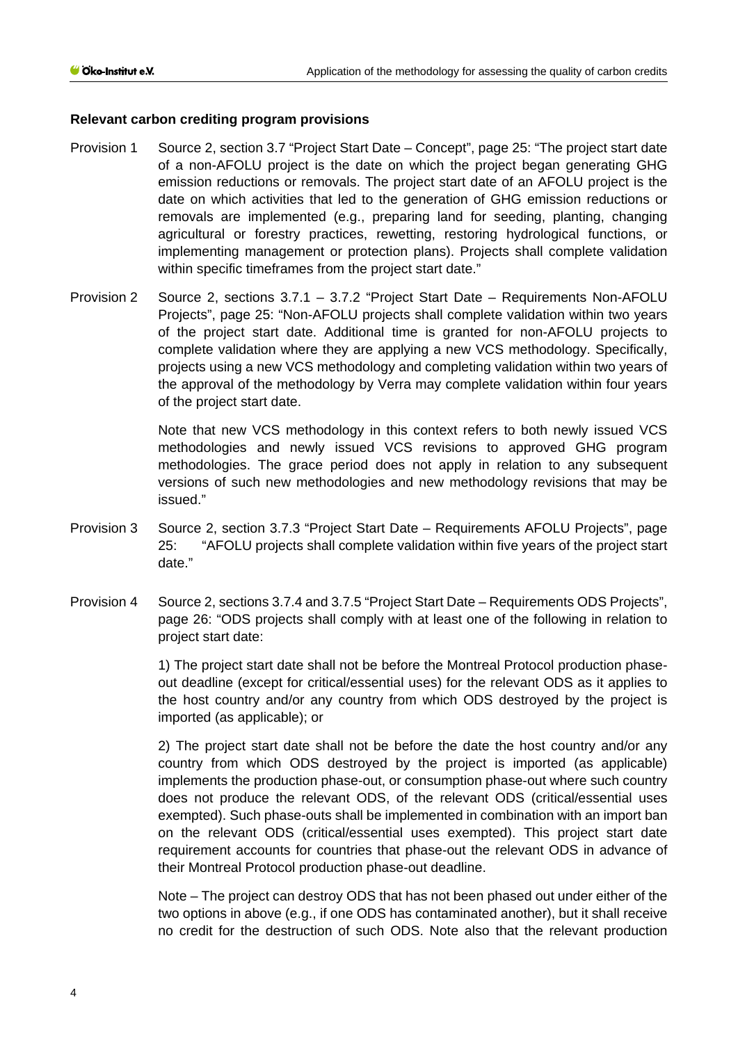**Relevant carbon crediting program provisions**

Provision 1 Source 2, section 3.7 "Project Start Date – Concept", page 25: "The project start date of a non-AFOLU project is the date on which the project began generating GHG emission reductions or removals. The project start date of an AFOLU project is the date on which activities that led to the generation of GHG emission reductions or removals are implemented (e.g., preparing land for seeding, planting, changing agricultural or forestry practices, rewetting, restoring hydrological functions, or implementing management or protection plans). Projects shall complete validation within specific timeframes from the project start date."

Provision 2 Source 2, sections 3.7.1 – 3.7.2 "Project Start Date – Requirements Non-AFOLU Projects", page 25: "Non-AFOLU projects shall complete validation within two years of the project start date. Additional time is granted for non-AFOLU projects to complete validation where they are applying a new VCS methodology. Specifically, projects using a new VCS methodology and completing validation within two years of the approval of the methodology by Verra may complete validation within four years of the project start date.

Note that new VCS methodology in this context refers to both newly issued VCS methodologies and newly issued VCS revisions to approved GHG program methodologies. The grace period does not apply in relation to any subsequent versions of such new methodologies and new methodology revisions that may be issued."

Provision 3 Source 2, section 3.7.3 "Project Start Date – Requirements AFOLU Projects", page 25: "AFOLU projects shall complete validation within five years of the project start date."

Provision 4 Source 2, sections 3.7.4 and 3.7.5 "Project Start Date – Requirements ODS Projects", page 26: "ODS projects shall comply with at least one of the following in relation to project start date:

1) The project start date shall not be before the Montreal Protocol production phase-out deadline (except for critical/essential uses) for the relevant ODS as it applies to the host country and/or any country from which ODS destroyed by the project is imported (as applicable); or

2) The project start date shall not be before the date the host country and/or any country from which ODS destroyed by the project is imported (as applicable) implements the production phase-out, or consumption phase-out where such country does not produce the relevant ODS, of the relevant ODS (critical/essential uses exempted). Such phase-outs shall be implemented in combination with an import ban on the relevant ODS (critical/essential uses exempted). This project start date requirement accounts for countries that phase-out the relevant ODS in advance of their Montreal Protocol production phase-out deadline.

Note – The project can destroy ODS that has not been phased out under either of the two options in above (e.g., if one ODS has contaminated another), but it shall receive no credit for the destruction of such ODS. Note also that the relevant production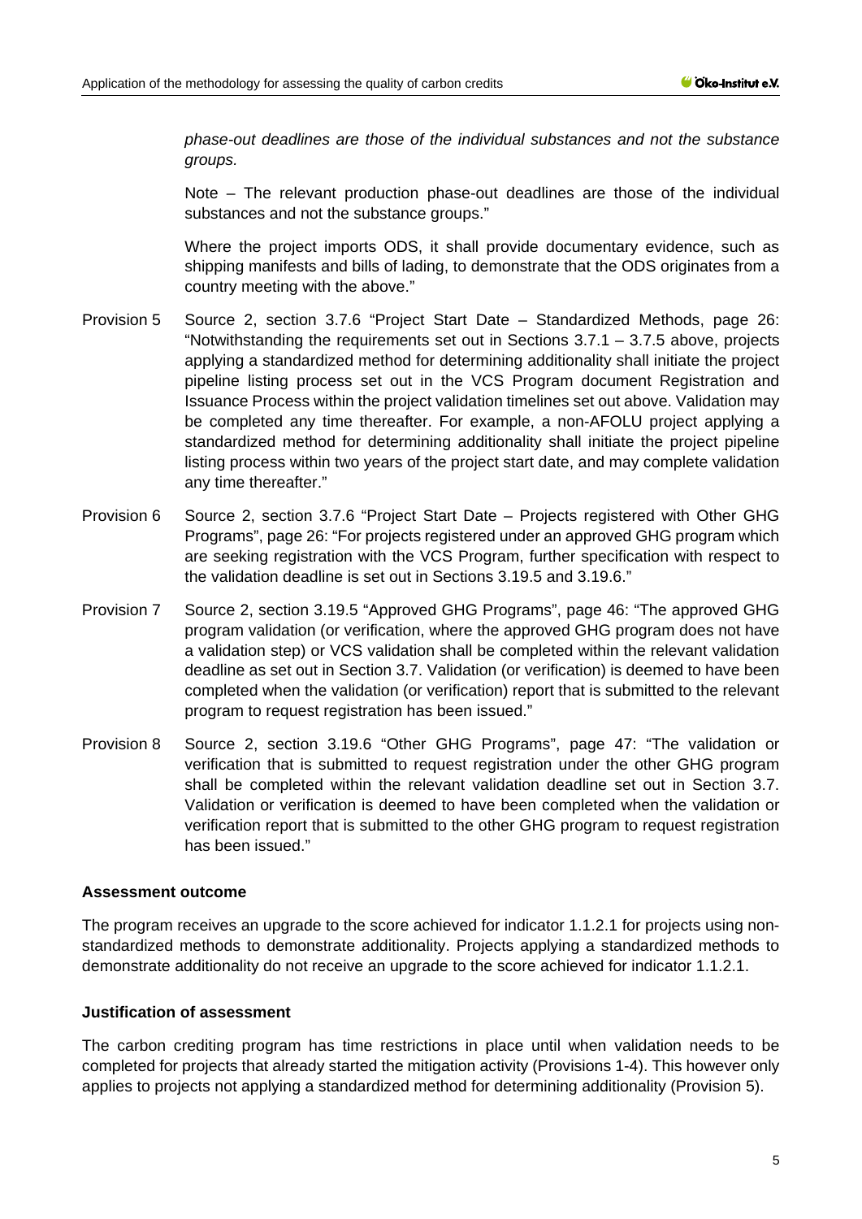*phase-out deadlines are those of the individual substances and not the substance groups.*

Note – The relevant production phase-out deadlines are those of the individual substances and not the substance groups."

Where the project imports ODS, it shall provide documentary evidence, such as shipping manifests and bills of lading, to demonstrate that the ODS originates from a country meeting with the above."

Provision 5 Source 2, section 3.7.6 "Project Start Date – Standardized Methods, page 26: "Notwithstanding the requirements set out in Sections 3.7.1 – 3.7.5 above, projects applying a standardized method for determining additionality shall initiate the project pipeline listing process set out in the VCS Program document Registration and Issuance Process within the project validation timelines set out above. Validation may be completed any time thereafter. For example, a non-AFOLU project applying a standardized method for determining additionality shall initiate the project pipeline listing process within two years of the project start date, and may complete validation any time thereafter."

Provision 6 Source 2, section 3.7.6 "Project Start Date – Projects registered with Other GHG Programs", page 26: "For projects registered under an approved GHG program which are seeking registration with the VCS Program, further specification with respect to the validation deadline is set out in Sections 3.19.5 and 3.19.6."

Provision 7 Source 2, section 3.19.5 "Approved GHG Programs", page 46: "The approved GHG program validation (or verification, where the approved GHG program does not have a validation step) or VCS validation shall be completed within the relevant validation deadline as set out in Section 3.7. Validation (or verification) is deemed to have been completed when the validation (or verification) report that is submitted to the relevant program to request registration has been issued."

Provision 8 Source 2, section 3.19.6 "Other GHG Programs", page 47: "The validation or verification that is submitted to request registration under the other GHG program shall be completed within the relevant validation deadline set out in Section 3.7. Validation or verification is deemed to have been completed when the validation or verification report that is submitted to the other GHG program to request registration has been issued."

**Assessment outcome**

The program receives an upgrade to the score achieved for indicator 1.1.2.1 for projects using non-standardized methods to demonstrate additionality. Projects applying a standardized methods to demonstrate additionality do not receive an upgrade to the score achieved for indicator 1.1.2.1.

**Justification of assessment**

The carbon crediting program has time restrictions in place until when validation needs to be completed for projects that already started the mitigation activity (Provisions 1-4). This however only applies to projects not applying a standardized method for determining additionality (Provision 5).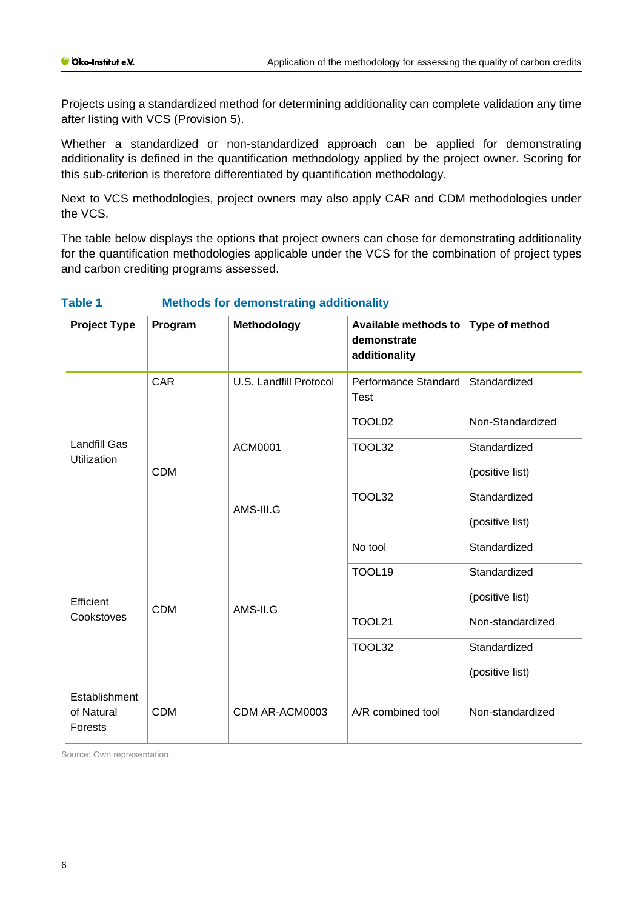Projects using a standardized method for determining additionality can complete validation any time after listing with VCS (Provision 5).

Whether a standardized or non-standardized approach can be applied for demonstrating additionality is defined in the quantification methodology applied by the project owner. Scoring for this sub-criterion is therefore differentiated by quantification methodology.

Next to VCS methodologies, project owners may also apply CAR and CDM methodologies under the VCS.

The table below displays the options that project owners can chose for demonstrating additionality for the quantification methodologies applicable under the VCS for the combination of project types and carbon crediting programs assessed.

**Table 1 Methods for demonstrating additionality**

| Project Type | Program | Methodology | Available methods to demonstrate additionality | Type of method |
|---|---|---|---|---|
| Landfill Gas Utilization | CAR | U.S. Landfill Protocol | Performance Standard Test | Standardized |
| | CDM | ACM0001 | TOOL02 | Non-Standardized |
| | | | TOOL32 | Standardized (positive list) |
| | | AMS-III.G | TOOL32 | Standardized (positive list) |
| Efficient Cookstoves | CDM | AMS-II.G | No tool | Standardized |
| | | | TOOL19 | Standardized (positive list) |
| | | | TOOL21 | Non-standardized |
| | | | TOOL32 | Standardized (positive list) |
| Establishment of Natural Forests | CDM | CDM AR-ACM0003 | A/R combined tool | Non-standardized |

Source: Own representation.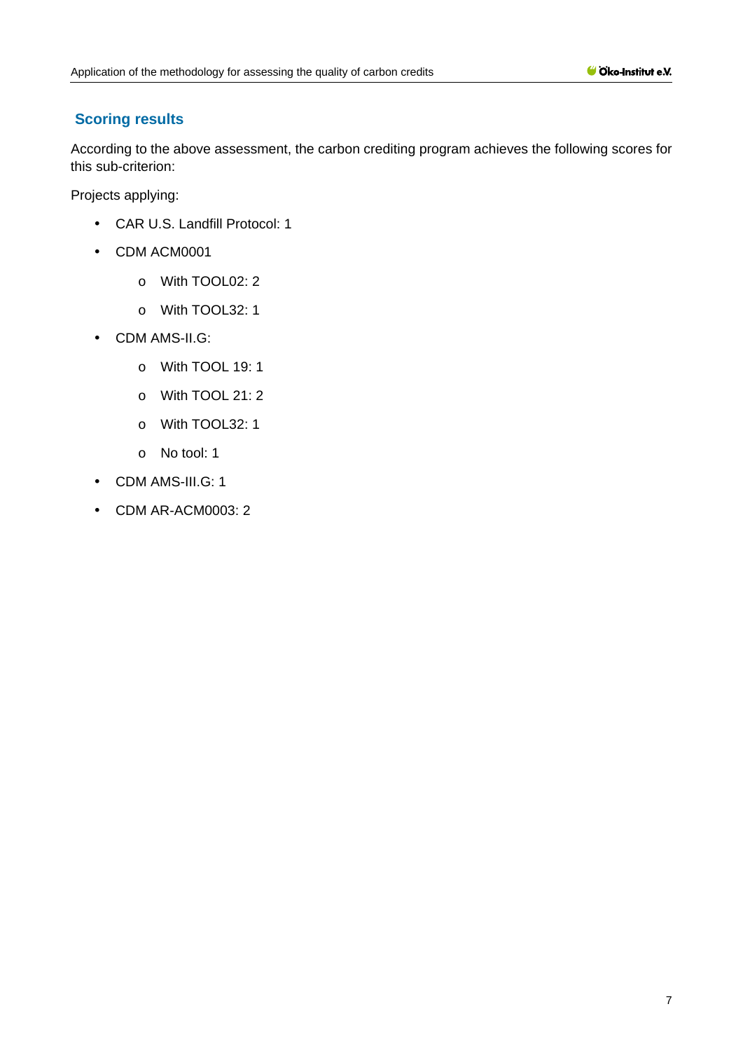## Scoring results

According to the above assessment, the carbon crediting program achieves the following scores for this sub-criterion:

Projects applying:

- CAR U.S. Landfill Protocol: 1
- CDM ACM0001
  - With TOOL02: 2
  - With TOOL32: 1
- CDM AMS-II.G:
  - With TOOL 19: 1
  - With TOOL 21: 2
  - With TOOL32: 1
  - No tool: 1
- CDM AMS-III.G: 1
- CDM AR-ACM0003: 2